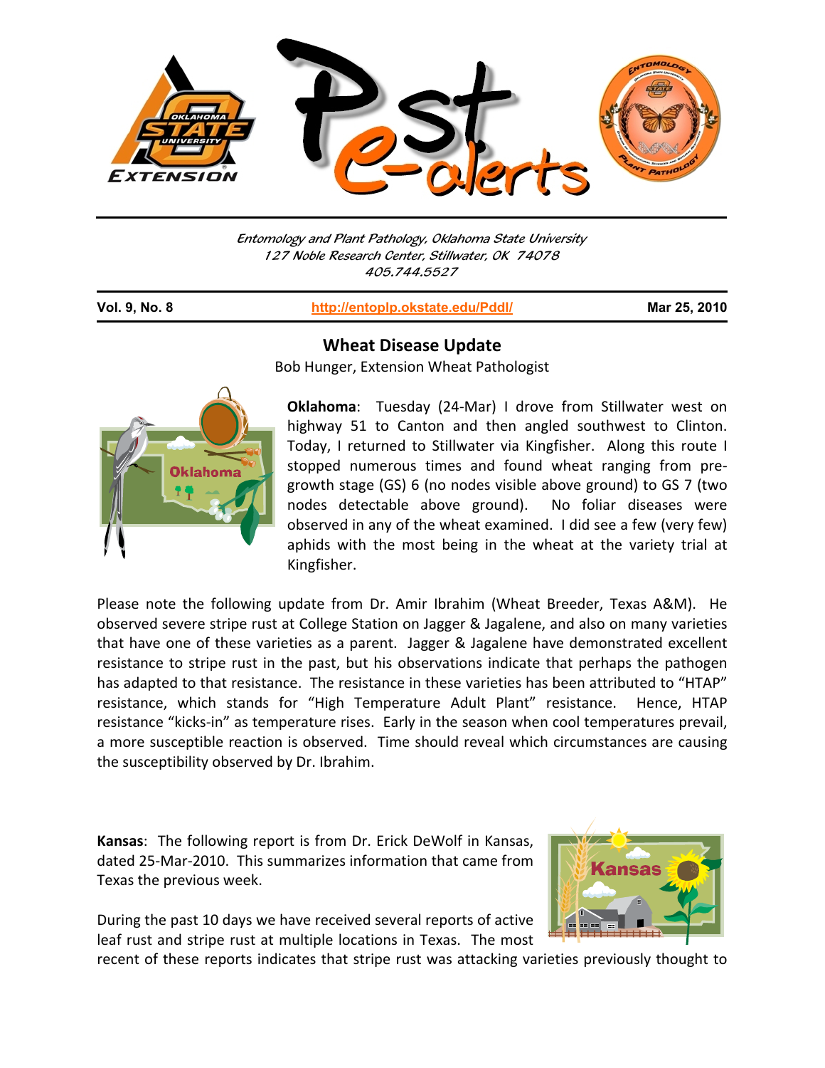Entomology and Plant Pathology, Oklahoma State University
127 Noble Research Center, Stillwater, OK 74078
405.744.5527

**Vol. 9, No. 8** | http://entoplp.okstate.edu/Pddl/ | **Mar 25, 2010**

## Wheat Disease Update

Bob Hunger, Extension Wheat Pathologist

**Oklahoma**: Tuesday (24-Mar) I drove from Stillwater west on highway 51 to Canton and then angled southwest to Clinton. Today, I returned to Stillwater via Kingfisher. Along this route I stopped numerous times and found wheat ranging from pre-growth stage (GS) 6 (no nodes visible above ground) to GS 7 (two nodes detectable above ground). No foliar diseases were observed in any of the wheat examined. I did see a few (very few) aphids with the most being in the wheat at the variety trial at Kingfisher.

Please note the following update from Dr. Amir Ibrahim (Wheat Breeder, Texas A&M). He observed severe stripe rust at College Station on Jagger & Jagalene, and also on many varieties that have one of these varieties as a parent. Jagger & Jagalene have demonstrated excellent resistance to stripe rust in the past, but his observations indicate that perhaps the pathogen has adapted to that resistance. The resistance in these varieties has been attributed to "HTAP" resistance, which stands for "High Temperature Adult Plant" resistance. Hence, HTAP resistance "kicks-in" as temperature rises. Early in the season when cool temperatures prevail, a more susceptible reaction is observed. Time should reveal which circumstances are causing the susceptibility observed by Dr. Ibrahim.

**Kansas**: The following report is from Dr. Erick DeWolf in Kansas, dated 25-Mar-2010. This summarizes information that came from Texas the previous week.

During the past 10 days we have received several reports of active leaf rust and stripe rust at multiple locations in Texas. The most recent of these reports indicates that stripe rust was attacking varieties previously thought to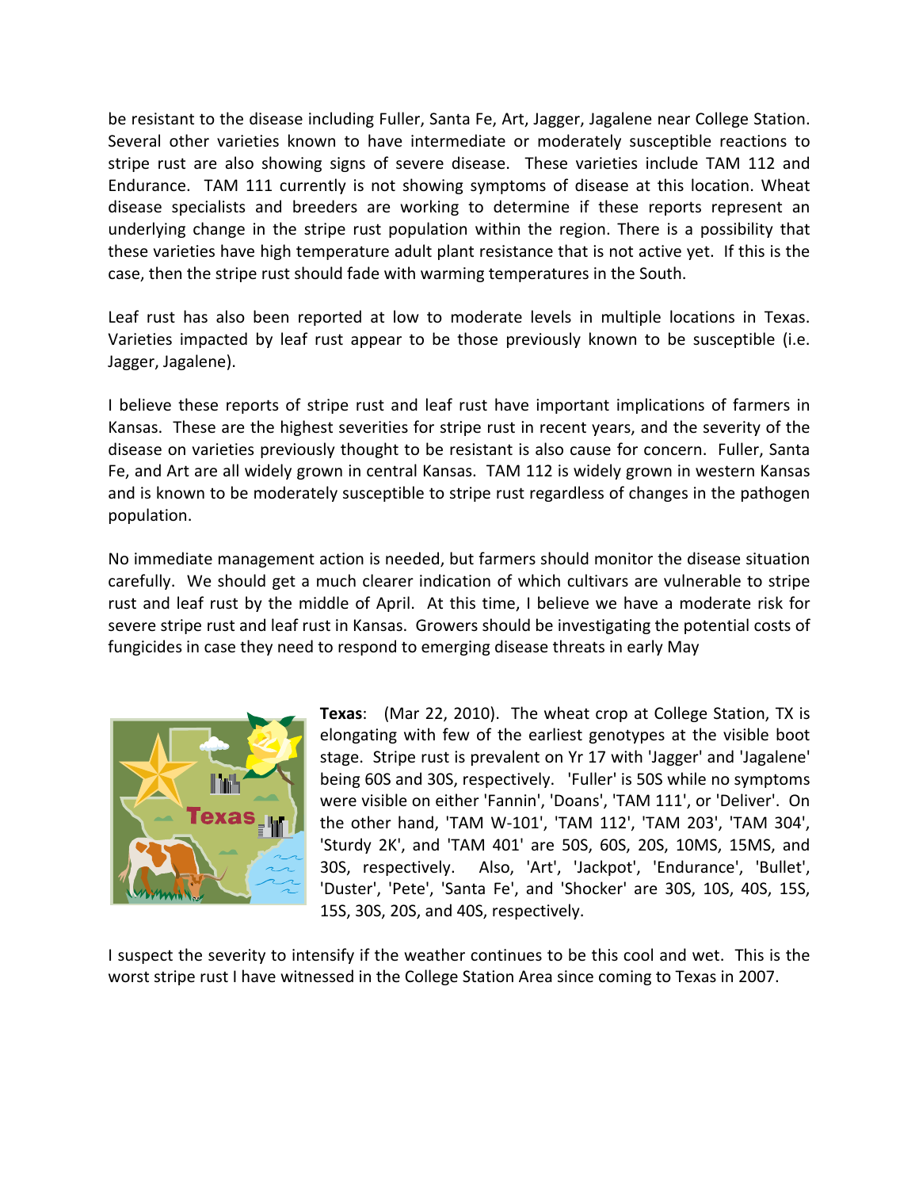be resistant to the disease including Fuller, Santa Fe, Art, Jagger, Jagalene near College Station. Several other varieties known to have intermediate or moderately susceptible reactions to stripe rust are also showing signs of severe disease. These varieties include TAM 112 and Endurance. TAM 111 currently is not showing symptoms of disease at this location. Wheat disease specialists and breeders are working to determine if these reports represent an underlying change in the stripe rust population within the region. There is a possibility that these varieties have high temperature adult plant resistance that is not active yet. If this is the case, then the stripe rust should fade with warming temperatures in the South.

Leaf rust has also been reported at low to moderate levels in multiple locations in Texas. Varieties impacted by leaf rust appear to be those previously known to be susceptible (i.e. Jagger, Jagalene).

I believe these reports of stripe rust and leaf rust have important implications of farmers in Kansas. These are the highest severities for stripe rust in recent years, and the severity of the disease on varieties previously thought to be resistant is also cause for concern. Fuller, Santa Fe, and Art are all widely grown in central Kansas. TAM 112 is widely grown in western Kansas and is known to be moderately susceptible to stripe rust regardless of changes in the pathogen population.

No immediate management action is needed, but farmers should monitor the disease situation carefully. We should get a much clearer indication of which cultivars are vulnerable to stripe rust and leaf rust by the middle of April. At this time, I believe we have a moderate risk for severe stripe rust and leaf rust in Kansas. Growers should be investigating the potential costs of fungicides in case they need to respond to emerging disease threats in early May

**Texas**: (Mar 22, 2010). The wheat crop at College Station, TX is elongating with few of the earliest genotypes at the visible boot stage. Stripe rust is prevalent on Yr 17 with 'Jagger' and 'Jagalene' being 60S and 30S, respectively. 'Fuller' is 50S while no symptoms were visible on either 'Fannin', 'Doans', 'TAM 111', or 'Deliver'. On the other hand, 'TAM W-101', 'TAM 112', 'TAM 203', 'TAM 304', 'Sturdy 2K', and 'TAM 401' are 50S, 60S, 20S, 10MS, 15MS, and 30S, respectively. Also, 'Art', 'Jackpot', 'Endurance', 'Bullet', 'Duster', 'Pete', 'Santa Fe', and 'Shocker' are 30S, 10S, 40S, 15S, 15S, 30S, 20S, and 40S, respectively.

I suspect the severity to intensify if the weather continues to be this cool and wet. This is the worst stripe rust I have witnessed in the College Station Area since coming to Texas in 2007.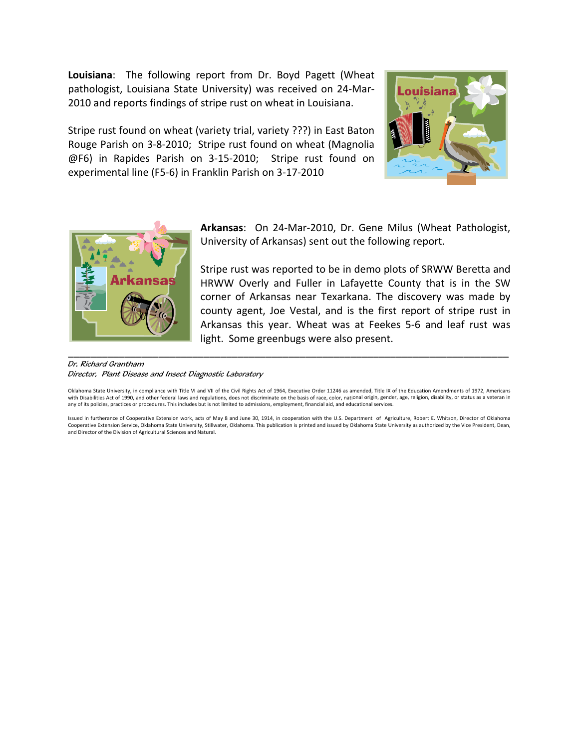**Louisiana**: The following report from Dr. Boyd Pagett (Wheat pathologist, Louisiana State University) was received on 24-Mar-2010 and reports findings of stripe rust on wheat in Louisiana.

Stripe rust found on wheat (variety trial, variety ???) in East Baton Rouge Parish on 3-8-2010; Stripe rust found on wheat (Magnolia @F6) in Rapides Parish on 3-15-2010; Stripe rust found on experimental line (F5-6) in Franklin Parish on 3-17-2010

**Arkansas**: On 24-Mar-2010, Dr. Gene Milus (Wheat Pathologist, University of Arkansas) sent out the following report.

Stripe rust was reported to be in demo plots of SRWW Beretta and HRWW Overly and Fuller in Lafayette County that is in the SW corner of Arkansas near Texarkana. The discovery was made by county agent, Joe Vestal, and is the first report of stripe rust in Arkansas this year. Wheat was at Feekes 5-6 and leaf rust was light. Some greenbugs were also present.

---

*Dr. Richard Grantham*
*Director, Plant Disease and Insect Diagnostic Laboratory*

Oklahoma State University, in compliance with Title VI and VII of the Civil Rights Act of 1964, Executive Order 11246 as amended, Title IX of the Education Amendments of 1972, Americans with Disabilities Act of 1990, and other federal laws and regulations, does not discriminate on the basis of race, color, national origin, gender, age, religion, disability, or status as a veteran in any of its policies, practices or procedures. This includes but is not limited to admissions, employment, financial aid, and educational services.

Issued in furtherance of Cooperative Extension work, acts of May 8 and June 30, 1914, in cooperation with the U.S. Department of Agriculture, Robert E. Whitson, Director of Oklahoma Cooperative Extension Service, Oklahoma State University, Stillwater, Oklahoma. This publication is printed and issued by Oklahoma State University as authorized by the Vice President, Dean, and Director of the Division of Agricultural Sciences and Natural.